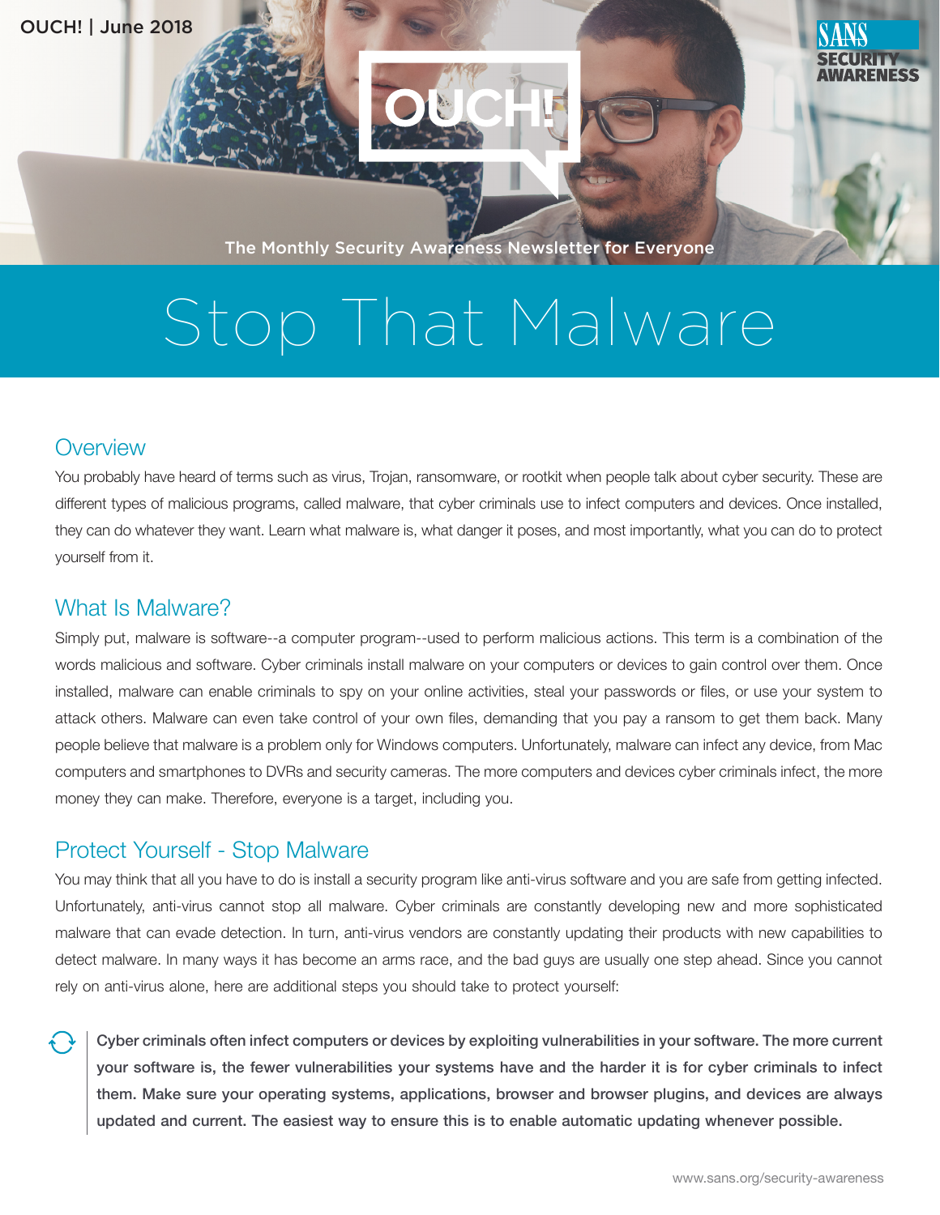OUCH! | June 2018

The Monthly Security Awareness Newsletter for Everyone

# Stop That Malware

## Overview

You probably have heard of terms such as virus, Trojan, ransomware, or rootkit when people talk about cyber security. These are different types of malicious programs, called malware, that cyber criminals use to infect computers and devices. Once installed, they can do whatever they want. Learn what malware is, what danger it poses, and most importantly, what you can do to protect yourself from it.

## What Is Malware?

Simply put, malware is software--a computer program--used to perform malicious actions. This term is a combination of the words malicious and software. Cyber criminals install malware on your computers or devices to gain control over them. Once installed, malware can enable criminals to spy on your online activities, steal your passwords or files, or use your system to attack others. Malware can even take control of your own files, demanding that you pay a ransom to get them back. Many people believe that malware is a problem only for Windows computers. Unfortunately, malware can infect any device, from Mac computers and smartphones to DVRs and security cameras. The more computers and devices cyber criminals infect, the more money they can make. Therefore, everyone is a target, including you.

## Protect Yourself - Stop Malware

You may think that all you have to do is install a security program like anti-virus software and you are safe from getting infected. Unfortunately, anti-virus cannot stop all malware. Cyber criminals are constantly developing new and more sophisticated malware that can evade detection. In turn, anti-virus vendors are constantly updating their products with new capabilities to detect malware. In many ways it has become an arms race, and the bad guys are usually one step ahead. Since you cannot rely on anti-virus alone, here are additional steps you should take to protect yourself:

**Cyber criminals often infect computers or devices by exploiting vulnerabilities in your software. The more current your software is, the fewer vulnerabilities your systems have and the harder it is for cyber criminals to infect them. Make sure your operating systems, applications, browser and browser plugins, and devices are always updated and current. The easiest way to ensure this is to enable automatic updating whenever possible.**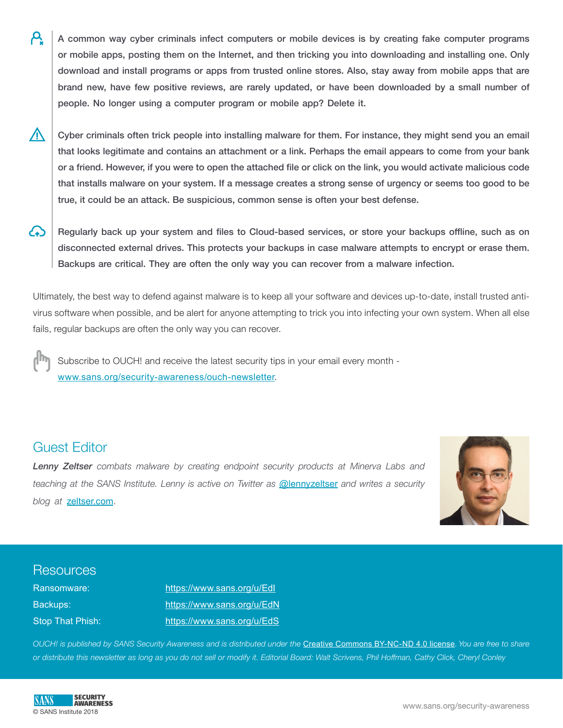**A common way cyber criminals infect computers or mobile devices is by creating fake computer programs or mobile apps, posting them on the Internet, and then tricking you into downloading and installing one. Only download and install programs or apps from trusted online stores. Also, stay away from mobile apps that are brand new, have few positive reviews, are rarely updated, or have been downloaded by a small number of people. No longer using a computer program or mobile app? Delete it.**

**Cyber criminals often trick people into installing malware for them. For instance, they might send you an email that looks legitimate and contains an attachment or a link. Perhaps the email appears to come from your bank or a friend. However, if you were to open the attached file or click on the link, you would activate malicious code that installs malware on your system. If a message creates a strong sense of urgency or seems too good to be true, it could be an attack. Be suspicious, common sense is often your best defense.**

**Regularly back up your system and files to Cloud-based services, or store your backups offline, such as on disconnected external drives. This protects your backups in case malware attempts to encrypt or erase them. Backups are critical. They are often the only way you can recover from a malware infection.**

Ultimately, the best way to defend against malware is to keep all your software and devices up-to-date, install trusted anti-virus software when possible, and be alert for anyone attempting to trick you into infecting your own system. When all else fails, regular backups are often the only way you can recover.

Subscribe to OUCH! and receive the latest security tips in your email every month - [www.sans.org/security-awareness/ouch-newsletter](www.sans.org/security-awareness/ouch-newsletter).

## Guest Editor

***Lenny Zeltser*** *combats malware by creating endpoint security products at Minerva Labs and teaching at the SANS Institute. Lenny is active on Twitter as [@lennyzeltser](https://twitter.com/lennyzeltser) and writes a security blog at [zeltser.com](https://zeltser.com).*

## Resources

| | |
|---|---|
| Ransomware: | https://www.sans.org/u/Edl |
| Backups: | https://www.sans.org/u/EdN |
| Stop That Phish: | https://www.sans.org/u/EdS |

*OUCH! is published by SANS Security Awareness and is distributed under the [Creative Commons BY-NC-ND 4.0 license](https://creativecommons.org/licenses/by-nc-nd/4.0/). You are free to share or distribute this newsletter as long as you do not sell or modify it. Editorial Board: Walt Scrivens, Phil Hoffman, Cathy Click, Cheryl Conley*

© SANS Institute 2018

www.sans.org/security-awareness